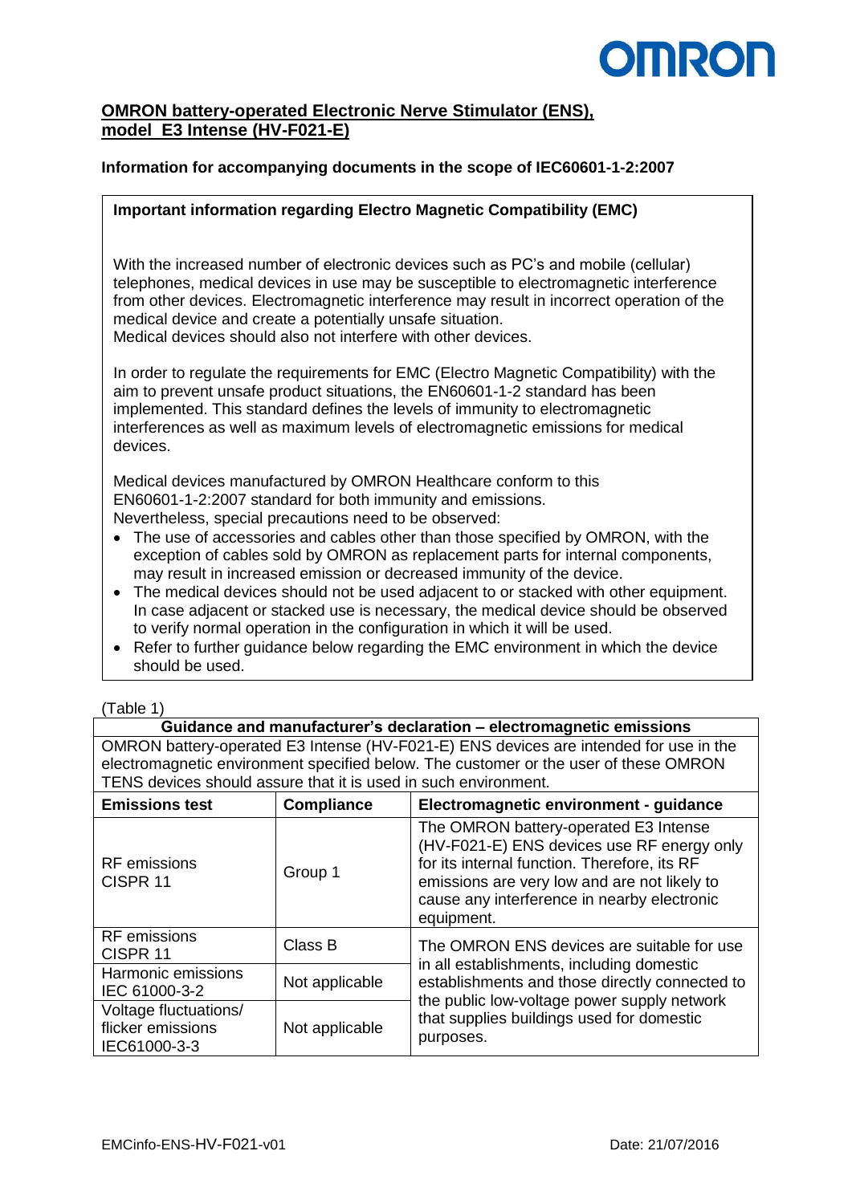**OMRON battery-operated Electronic Nerve Stimulator (ENS), model E3 Intense (HV-F021-E)**

**Information for accompanying documents in the scope of IEC60601-1-2:2007**

**Important information regarding Electro Magnetic Compatibility (EMC)**

With the increased number of electronic devices such as PC's and mobile (cellular) telephones, medical devices in use may be susceptible to electromagnetic interference from other devices. Electromagnetic interference may result in incorrect operation of the medical device and create a potentially unsafe situation.
Medical devices should also not interfere with other devices.

In order to regulate the requirements for EMC (Electro Magnetic Compatibility) with the aim to prevent unsafe product situations, the EN60601-1-2 standard has been implemented. This standard defines the levels of immunity to electromagnetic interferences as well as maximum levels of electromagnetic emissions for medical devices.

Medical devices manufactured by OMRON Healthcare conform to this EN60601-1-2:2007 standard for both immunity and emissions.
Nevertheless, special precautions need to be observed:

- The use of accessories and cables other than those specified by OMRON, with the exception of cables sold by OMRON as replacement parts for internal components, may result in increased emission or decreased immunity of the device.
- The medical devices should not be used adjacent to or stacked with other equipment. In case adjacent or stacked use is necessary, the medical device should be observed to verify normal operation in the configuration in which it will be used.
- Refer to further guidance below regarding the EMC environment in which the device should be used.

(Table 1)

**Guidance and manufacturer's declaration – electromagnetic emissions**

OMRON battery-operated E3 Intense (HV-F021-E) ENS devices are intended for use in the electromagnetic environment specified below. The customer or the user of these OMRON TENS devices should assure that it is used in such environment.

| Emissions test | Compliance | Electromagnetic environment - guidance |
|---|---|---|
| RF emissions CISPR 11 | Group 1 | The OMRON battery-operated E3 Intense (HV-F021-E) ENS devices use RF energy only for its internal function. Therefore, its RF emissions are very low and are not likely to cause any interference in nearby electronic equipment. |
| RF emissions CISPR 11 | Class B | The OMRON ENS devices are suitable for use in all establishments, including domestic establishments and those directly connected to the public low-voltage power supply network that supplies buildings used for domestic purposes. |
| Harmonic emissions IEC 61000-3-2 | Not applicable | |
| Voltage fluctuations/ flicker emissions IEC61000-3-3 | Not applicable | |

EMCinfo-ENS-HV-F021-v01 Date: 21/07/2016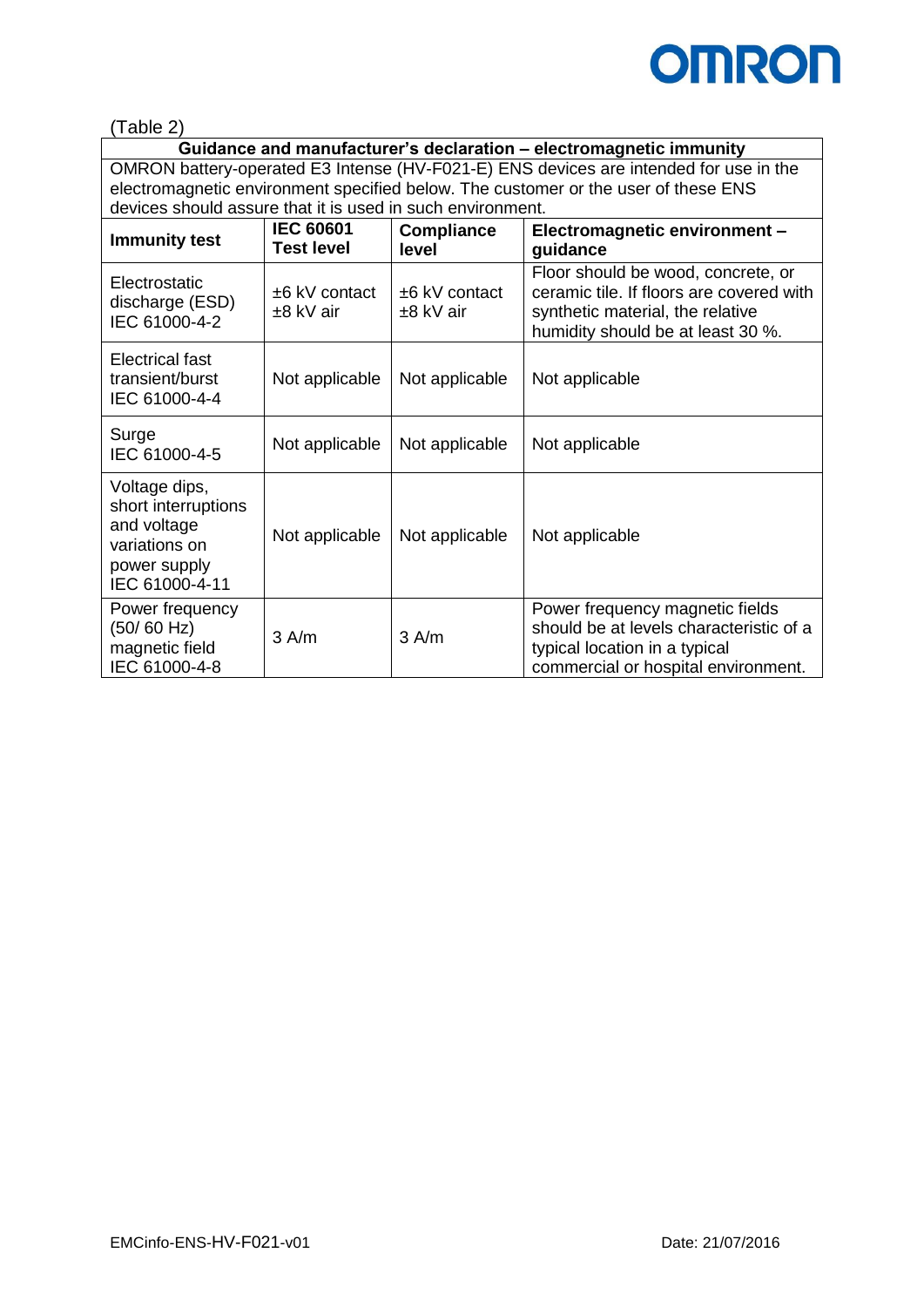(Table 2)

| Guidance and manufacturer's declaration – electromagnetic immunity | | | |
|---|---|---|---|
| OMRON battery-operated E3 Intense (HV-F021-E) ENS devices are intended for use in the electromagnetic environment specified below. The customer or the user of these ENS devices should assure that it is used in such environment. | | | |
| **Immunity test** | **IEC 60601 Test level** | **Compliance level** | **Electromagnetic environment – guidance** |
| Electrostatic discharge (ESD) IEC 61000-4-2 | ±6 kV contact ±8 kV air | ±6 kV contact ±8 kV air | Floor should be wood, concrete, or ceramic tile. If floors are covered with synthetic material, the relative humidity should be at least 30 %. |
| Electrical fast transient/burst IEC 61000-4-4 | Not applicable | Not applicable | Not applicable |
| Surge IEC 61000-4-5 | Not applicable | Not applicable | Not applicable |
| Voltage dips, short interruptions and voltage variations on power supply IEC 61000-4-11 | Not applicable | Not applicable | Not applicable |
| Power frequency (50/ 60 Hz) magnetic field IEC 61000-4-8 | 3 A/m | 3 A/m | Power frequency magnetic fields should be at levels characteristic of a typical location in a typical commercial or hospital environment. |

EMCinfo-ENS-HV-F021-v01 Date: 21/07/2016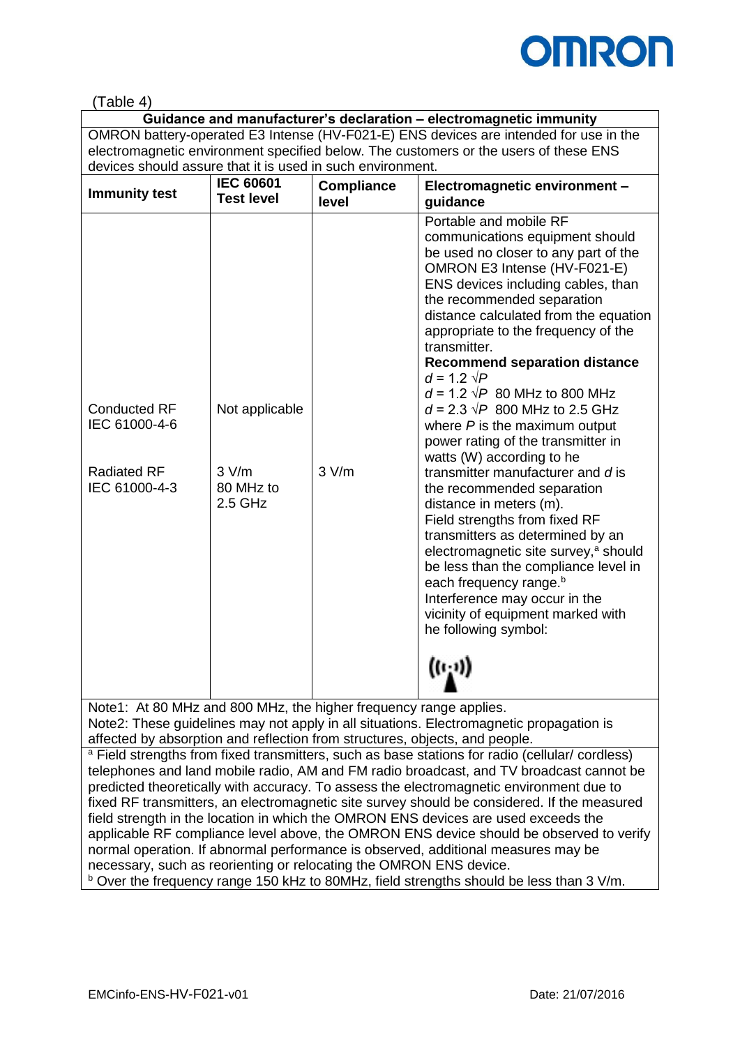(Table 4)

| Guidance and manufacturer's declaration – electromagnetic immunity | | | |
|---|---|---|---|
| OMRON battery-operated E3 Intense (HV-F021-E) ENS devices are intended for use in the electromagnetic environment specified below. The customers or the users of these ENS devices should assure that it is used in such environment. | | | |
| **Immunity test** | **IEC 60601 Test level** | **Compliance level** | **Electromagnetic environment – guidance** |
| Conducted RF IEC 61000-4-6<br><br>Radiated RF IEC 61000-4-3 | Not applicable<br><br>3 V/m 80 MHz to 2.5 GHz | <br><br>3 V/m | Portable and mobile RF communications equipment should be used no closer to any part of the OMRON E3 Intense (HV-F021-E) ENS devices including cables, than the recommended separation distance calculated from the equation appropriate to the frequency of the transmitter.<br>**Recommend separation distance**<br>$d = 1.2 \sqrt{P}$<br>$d = 1.2 \sqrt{P}$ 80 MHz to 800 MHz<br>$d = 2.3 \sqrt{P}$ 800 MHz to 2.5 GHz<br>where $P$ is the maximum output power rating of the transmitter in watts (W) according to he transmitter manufacturer and $d$ is the recommended separation distance in meters (m).<br>Field strengths from fixed RF transmitters as determined by an electromagnetic site survey,[a] should be less than the compliance level in each frequency range.[b]<br>Interference may occur in the vicinity of equipment marked with he following symbol: |
| Note1: At 80 MHz and 800 MHz, the higher frequency range applies.<br>Note2: These guidelines may not apply in all situations. Electromagnetic propagation is affected by absorption and reflection from structures, objects, and people. | | | |
| [a] Field strengths from fixed transmitters, such as base stations for radio (cellular/ cordless) telephones and land mobile radio, AM and FM radio broadcast, and TV broadcast cannot be predicted theoretically with accuracy. To assess the electromagnetic environment due to fixed RF transmitters, an electromagnetic site survey should be considered. If the measured field strength in the location in which the OMRON ENS devices are used exceeds the applicable RF compliance level above, the OMRON ENS device should be observed to verify normal operation. If abnormal performance is observed, additional measures may be necessary, such as reorienting or relocating the OMRON ENS device.<br>[b] Over the frequency range 150 kHz to 80MHz, field strengths should be less than 3 V/m. | | | |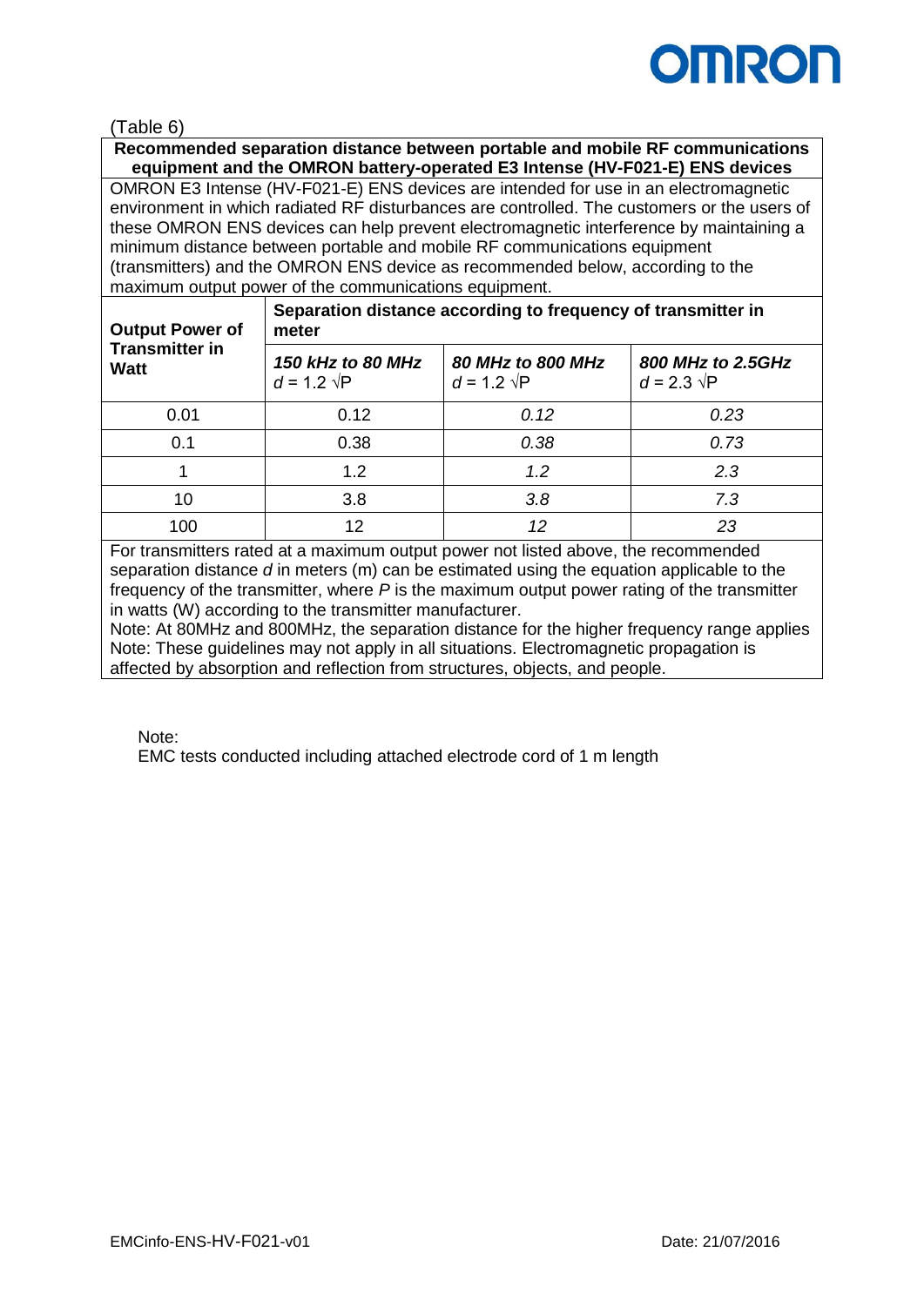(Table 6)

| **Recommended separation distance between portable and mobile RF communications equipment and the OMRON battery-operated E3 Intense (HV-F021-E) ENS devices** | | | |
|---|---|---|---|
| OMRON E3 Intense (HV-F021-E) ENS devices are intended for use in an electromagnetic environment in which radiated RF disturbances are controlled. The customers or the users of these OMRON ENS devices can help prevent electromagnetic interference by maintaining a minimum distance between portable and mobile RF communications equipment (transmitters) and the OMRON ENS device as recommended below, according to the maximum output power of the communications equipment. | | | |
| **Output Power of Transmitter in Watt** | **Separation distance according to frequency of transmitter in meter** | | |
| | ***150 kHz to 80 MHz*** $d = 1.2 \sqrt{P}$ | ***80 MHz to 800 MHz*** $d = 1.2 \sqrt{P}$ | ***800 MHz to 2.5GHz*** $d = 2.3 \sqrt{P}$ |
| 0.01 | 0.12 | *0.12* | *0.23* |
| 0.1 | 0.38 | *0.38* | *0.73* |
| 1 | 1.2 | *1.2* | *2.3* |
| 10 | 3.8 | *3.8* | *7.3* |
| 100 | 12 | *12* | *23* |
| For transmitters rated at a maximum output power not listed above, the recommended separation distance *d* in meters (m) can be estimated using the equation applicable to the frequency of the transmitter, where *P* is the maximum output power rating of the transmitter in watts (W) according to the transmitter manufacturer. Note: At 80MHz and 800MHz, the separation distance for the higher frequency range applies Note: These guidelines may not apply in all situations. Electromagnetic propagation is affected by absorption and reflection from structures, objects, and people. | | | |

Note:
EMC tests conducted including attached electrode cord of 1 m length

EMCinfo-ENS-HV-F021-v01 Date: 21/07/2016